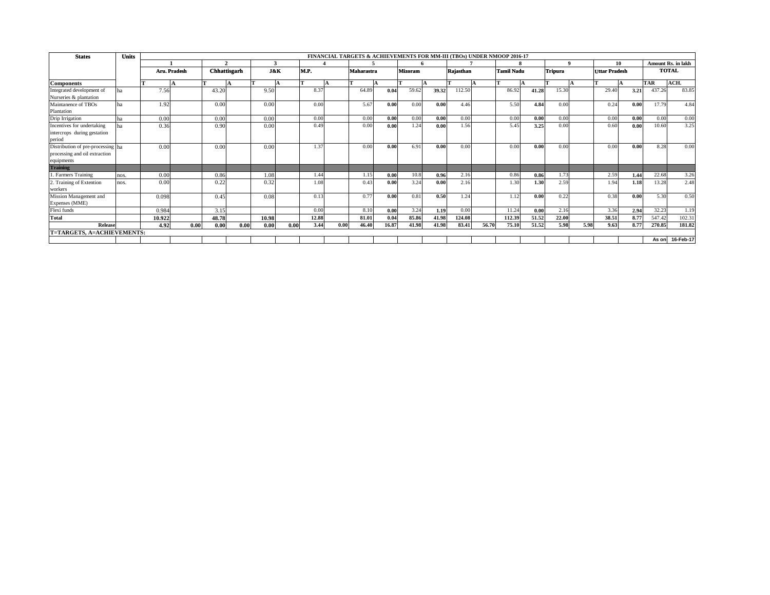| States | Units | FINANCIAL TARGETS & ACHIEVEMENTS FOR MM-III (TBOs) UNDER NMOOP 2016-17 | | | | | | | | | | | | | | | | | | | | | |
|---|---|---|---|---|---|---|---|---|---|---|---|---|---|---|---|---|---|---|---|---|---|---|---|
| | | 1 | | 2 | | 3 | | 4 | | 5 | | 6 | | 7 | | 8 | | 9 | | 10 | | Amount Rs. in lakh | |
| | | Aru. Pradesh | | Chhattisgarh | | J&K | | M.P. | | Maharastra | | Mizoram | | Rajasthan | | Tamil Nadu | | Tripura | | Uttar Pradesh | | TOTAL | |
| **Components** | | T | A | T | A | T | A | T | A | T | A | T | A | T | A | T | A | T | A | T | A | TAR | ACH. |
| Integrated development of Nurseries & plantation | ha | 7.56 | | 43.20 | | 9.50 | | 8.37 | | 64.89 | **0.04** | 59.62 | **39.32** | 112.50 | | 86.92 | **41.28** | 15.30 | | 29.40 | **3.21** | 437.26 | 83.85 |
| Maintanence of TBOs Plantation | ha | 1.92 | | 0.00 | | 0.00 | | 0.00 | | 5.67 | **0.00** | 0.00 | **0.00** | 4.46 | | 5.50 | **4.84** | 0.00 | | 0.24 | **0.00** | 17.79 | 4.84 |
| Drip Irrigation | ha | 0.00 | | 0.00 | | 0.00 | | 0.00 | | 0.00 | **0.00** | 0.00 | **0.00** | 0.00 | | 0.00 | **0.00** | 0.00 | | 0.00 | **0.00** | 0.00 | 0.00 |
| Incentives for undertaking intercrops during gestation period | ha | 0.36 | | 0.90 | | 0.00 | | 0.49 | | 0.00 | **0.00** | 1.24 | **0.00** | 1.56 | | 5.45 | **3.25** | 0.00 | | 0.60 | **0.00** | 10.60 | 3.25 |
| Distribution of pre-processing processing and oil extraction equipments | ha | 0.00 | | 0.00 | | 0.00 | | 1.37 | | 0.00 | **0.00** | 6.91 | **0.00** | 0.00 | | 0.00 | **0.00** | 0.00 | | 0.00 | **0.00** | 8.28 | 0.00 |
| **Training** | | | | | | | | | | | | | | | | | | | | | | | |
| 1. Farmers Training | nos. | 0.00 | | 0.86 | | 1.08 | | 1.44 | | 1.15 | **0.00** | 10.8 | **0.96** | 2.16 | | 0.86 | **0.86** | 1.73 | | 2.59 | **1.44** | 22.68 | 3.26 |
| 2. Training of Extention workers | nos. | 0.00 | | 0.22 | | 0.32 | | 1.08 | | 0.43 | **0.00** | 3.24 | **0.00** | 2.16 | | 1.30 | **1.30** | 2.59 | | 1.94 | **1.18** | 13.28 | 2.48 |
| Mission Management and Expenses (MME) | | 0.098 | | 0.45 | | 0.08 | | 0.13 | | 0.77 | **0.00** | 0.81 | **0.50** | 1.24 | | 1.12 | **0.00** | 0.22 | | 0.38 | **0.00** | 5.30 | 0.50 |
| Flexi funds | | 0.984 | | 3.15 | | | | 0.00 | | 8.10 | **0.00** | 3.24 | **1.19** | 0.00 | | 11.24 | **0.00** | 2.16 | | 3.36 | **2.94** | 32.23 | 1.19 |
| **Total** | | **10.922** | | **48.78** | | **10.98** | | **12.88** | | **81.01** | **0.04** | **85.86** | **41.98** | **124.08** | | **112.39** | **51.52** | **22.00** | | **38.51** | **8.77** | 547.42 | 102.31 |
| **Release** | | **4.92** | **0.00** | **0.00** | **0.00** | **0.00** | **0.00** | **3.44** | **0.00** | **46.40** | **16.87** | **41.98** | **41.98** | **83.41** | **56.70** | **75.10** | **51.52** | **5.98** | **5.98** | **9.63** | **8.77** | **270.85** | **181.82** |
| **T=TARGETS, A=ACHIEVEMENTS:** | | | | | | | | | | | | | | | | | | | | | | | |
| | | | | | | | | | | | | | | | | | | | | | | **As on** | **16-Feb-17** |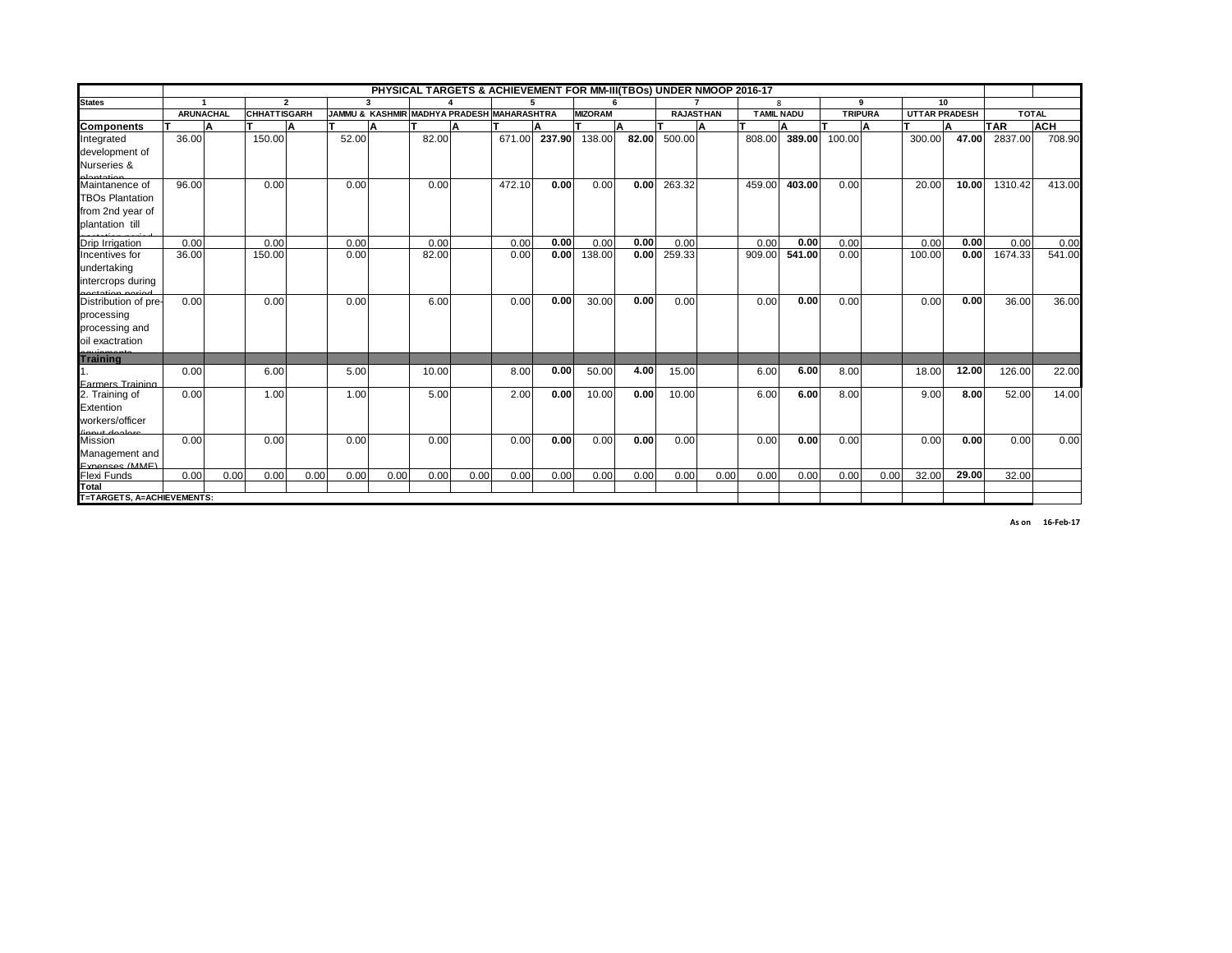| PHYSICAL TARGETS & ACHIEVEMENT FOR MM-III(TBOs) UNDER NMOOP 2016-17 | | | | | | | | | | | | | | | | | | | | | | |
|---|---|---|---|---|---|---|---|---|---|---|---|---|---|---|---|---|---|---|---|---|---|---|
| States | 1 | | 2 | | 3 | | 4 | | 5 | | 6 | | 7 | | 8 | | 9 | | 10 | | | |
| | ARUNACHAL | | CHHATTISGARH | | JAMMU & KASHMIR | | MADHYA PRADESH | | MAHARASHTRA | | MIZORAM | | RAJASTHAN | | TAMIL NADU | | TRIPURA | | UTTAR PRADESH | | TOTAL | |
| Components | T | A | T | A | T | A | T | A | T | A | T | A | T | A | T | A | T | A | T | A | TAR | ACH |
| Integrated development of Nurseries & plantation | 36.00 | | 150.00 | | 52.00 | | 82.00 | | 671.00 | 237.90 | 138.00 | 82.00 | 500.00 | | 808.00 | 389.00 | 100.00 | | 300.00 | 47.00 | 2837.00 | 708.90 |
| Maintanence of TBOs Plantation from 2nd year of plantation till gestation period | 96.00 | | 0.00 | | 0.00 | | 0.00 | | 472.10 | 0.00 | 0.00 | 0.00 | 263.32 | | 459.00 | 403.00 | 0.00 | | 20.00 | 10.00 | 1310.42 | 413.00 |
| Drip Irrigation | 0.00 | | 0.00 | | 0.00 | | 0.00 | | 0.00 | 0.00 | 0.00 | 0.00 | 0.00 | | 0.00 | 0.00 | 0.00 | | 0.00 | 0.00 | 0.00 | 0.00 |
| Incentives for undertaking intercrops during gestation period | 36.00 | | 150.00 | | 0.00 | | 82.00 | | 0.00 | 0.00 | 138.00 | 0.00 | 259.33 | | 909.00 | 541.00 | 0.00 | | 100.00 | 0.00 | 1674.33 | 541.00 |
| Distribution of pre-processing processing and oil exactration equipments | 0.00 | | 0.00 | | 0.00 | | 6.00 | | 0.00 | 0.00 | 30.00 | 0.00 | 0.00 | | 0.00 | 0.00 | 0.00 | | 0.00 | 0.00 | 36.00 | 36.00 |
| **Training** | | | | | | | | | | | | | | | | | | | | | | |
| 1. Farmers Training | 0.00 | | 6.00 | | 5.00 | | 10.00 | | 8.00 | 0.00 | 50.00 | 4.00 | 15.00 | | 6.00 | 6.00 | 8.00 | | 18.00 | 12.00 | 126.00 | 22.00 |
| 2. Training of Extention workers/officer /input dealers | 0.00 | | 1.00 | | 1.00 | | 5.00 | | 2.00 | 0.00 | 10.00 | 0.00 | 10.00 | | 6.00 | 6.00 | 8.00 | | 9.00 | 8.00 | 52.00 | 14.00 |
| Mission Management and Expenses (MME) | 0.00 | | 0.00 | | 0.00 | | 0.00 | | 0.00 | 0.00 | 0.00 | 0.00 | 0.00 | | 0.00 | 0.00 | 0.00 | | 0.00 | 0.00 | 0.00 | 0.00 |
| Flexi Funds | 0.00 | 0.00 | 0.00 | 0.00 | 0.00 | 0.00 | 0.00 | 0.00 | 0.00 | 0.00 | 0.00 | 0.00 | 0.00 | 0.00 | 0.00 | 0.00 | 0.00 | 0.00 | 32.00 | 29.00 | 32.00 | |
| Total | | | | | | | | | | | | | | | | | | | | | | |
| T=TARGETS, A=ACHIEVEMENTS: | | | | | | | | | | | | | | | | | | | | | | |

As on 16-Feb-17